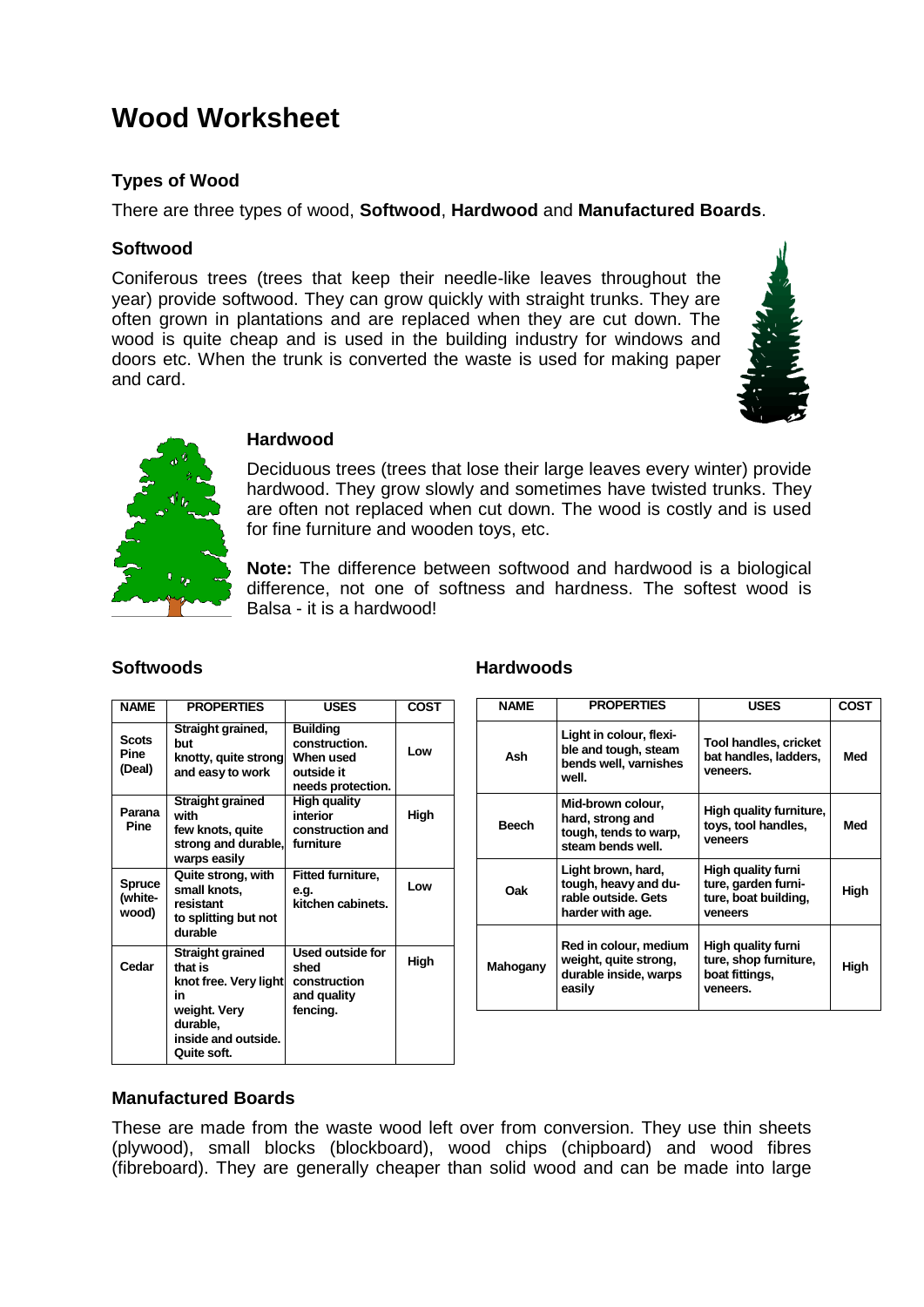# Wood Worksheet

### Types of Wood

There are three types of wood, **Softwood**, **Hardwood** and **Manufactured Boards**.

### Softwood

Coniferous trees (trees that keep their needle-like leaves throughout the year) provide softwood. They can grow quickly with straight trunks. They are often grown in plantations and are replaced when they are cut down. The wood is quite cheap and is used in the building industry for windows and doors etc. When the trunk is converted the waste is used for making paper and card.

### Hardwood

Deciduous trees (trees that lose their large leaves every winter) provide hardwood. They grow slowly and sometimes have twisted trunks. They are often not replaced when cut down. The wood is costly and is used for fine furniture and wooden toys, etc.

**Note:** The difference between softwood and hardwood is a biological difference, not one of softness and hardness. The softest wood is Balsa - it is a hardwood!

### Softwoods

| NAME | PROPERTIES | USES | COST |
|---|---|---|---|
| Scots Pine (Deal) | Straight grained, but knotty, quite strong and easy to work | Building construction. When used outside it needs protection. | Low |
| Parana Pine | Straight grained with few knots, quite strong and durable, warps easily | High quality interior construction and furniture | High |
| Spruce (white-wood) | Quite strong, with small knots, resistant to splitting but not durable | Fitted furniture, e.g. kitchen cabinets. | Low |
| Cedar | Straight grained that is knot free. Very light in weight. Very durable, inside and outside. Quite soft. | Used outside for shed construction and quality fencing. | High |

### Hardwoods

| NAME | PROPERTIES | USES | COST |
|---|---|---|---|
| Ash | Light in colour, flexible and tough, steam bends well, varnishes well. | Tool handles, cricket bat handles, ladders, veneers. | Med |
| Beech | Mid-brown colour, hard, strong and tough, tends to warp, steam bends well. | High quality furniture, toys, tool handles, veneers | Med |
| Oak | Light brown, hard, tough, heavy and durable outside. Gets harder with age. | High quality furniture, garden furniture, boat building, veneers | High |
| Mahogany | Red in colour, medium weight, quite strong, durable inside, warps easily | High quality furniture, shop furniture, boat fittings, veneers. | High |

### Manufactured Boards

These are made from the waste wood left over from conversion. They use thin sheets (plywood), small blocks (blockboard), wood chips (chipboard) and wood fibres (fibreboard). They are generally cheaper than solid wood and can be made into large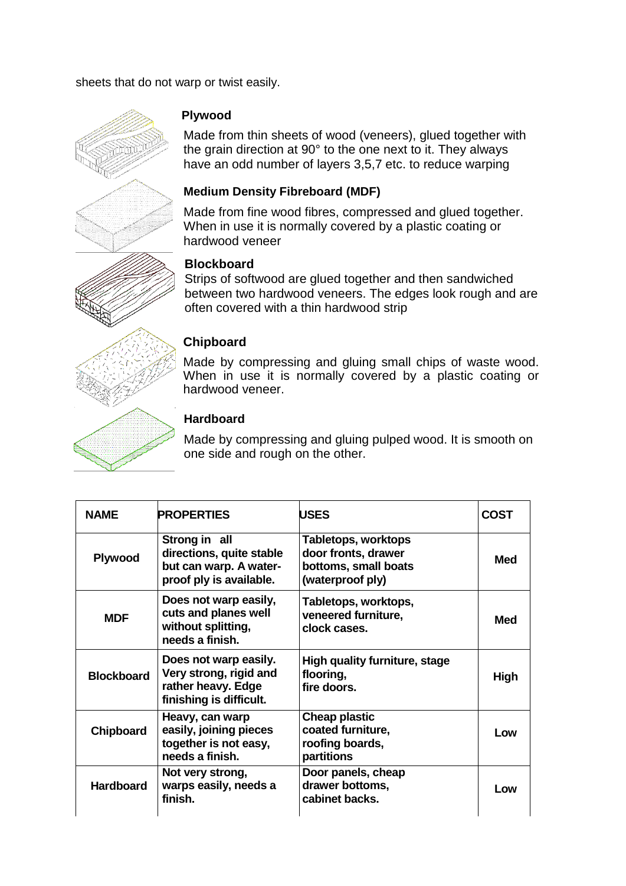sheets that do not warp or twist easily.

**Plywood**

Made from thin sheets of wood (veneers), glued together with the grain direction at 90° to the one next to it. They always have an odd number of layers 3,5,7 etc. to reduce warping

**Medium Density Fibreboard (MDF)**

Made from fine wood fibres, compressed and glued together. When in use it is normally covered by a plastic coating or hardwood veneer

**Blockboard**

Strips of softwood are glued together and then sandwiched between two hardwood veneers. The edges look rough and are often covered with a thin hardwood strip

**Chipboard**

Made by compressing and gluing small chips of waste wood. When in use it is normally covered by a plastic coating or hardwood veneer.

**Hardboard**

Made by compressing and gluing pulped wood. It is smooth on one side and rough on the other.

| NAME | PROPERTIES | USES | COST |
|---|---|---|---|
| Plywood | Strong in all directions, quite stable but can warp. A water-proof ply is available. | Tabletops, worktops door fronts, drawer bottoms, small boats (waterproof ply) | Med |
| MDF | Does not warp easily, cuts and planes well without splitting, needs a finish. | Tabletops, worktops, veneered furniture, clock cases. | Med |
| Blockboard | Does not warp easily. Very strong, rigid and rather heavy. Edge finishing is difficult. | High quality furniture, stage flooring, fire doors. | High |
| Chipboard | Heavy, can warp easily, joining pieces together is not easy, needs a finish. | Cheap plastic coated furniture, roofing boards, partitions | Low |
| Hardboard | Not very strong, warps easily, needs a finish. | Door panels, cheap drawer bottoms, cabinet backs. | Low |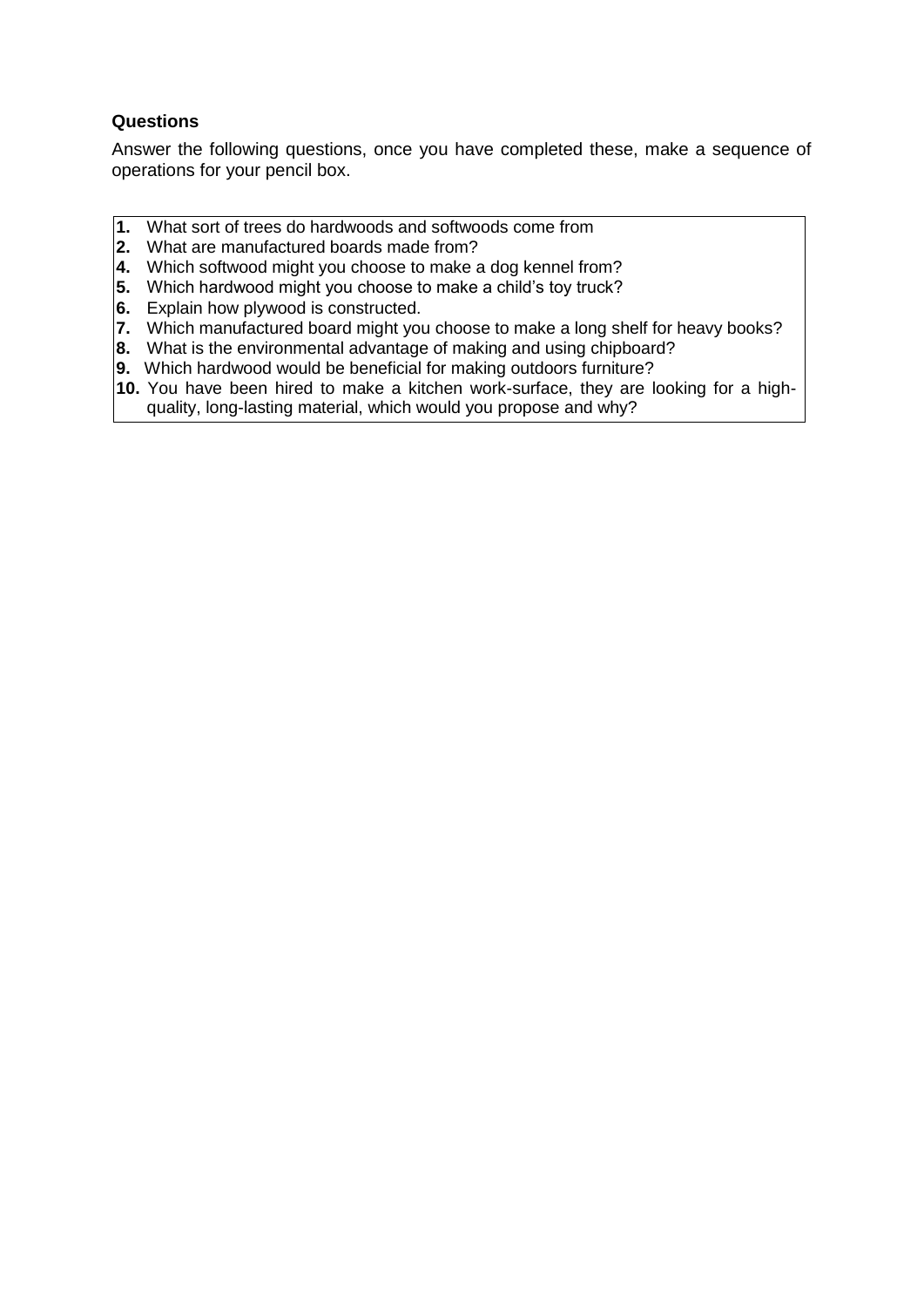**Questions**

Answer the following questions, once you have completed these, make a sequence of operations for your pencil box.

**1.** What sort of trees do hardwoods and softwoods come from
**2.** What are manufactured boards made from?
**4.** Which softwood might you choose to make a dog kennel from?
**5.** Which hardwood might you choose to make a child's toy truck?
**6.** Explain how plywood is constructed.
**7.** Which manufactured board might you choose to make a long shelf for heavy books?
**8.** What is the environmental advantage of making and using chipboard?
**9.** Which hardwood would be beneficial for making outdoors furniture?
**10.** You have been hired to make a kitchen work-surface, they are looking for a high-quality, long-lasting material, which would you propose and why?